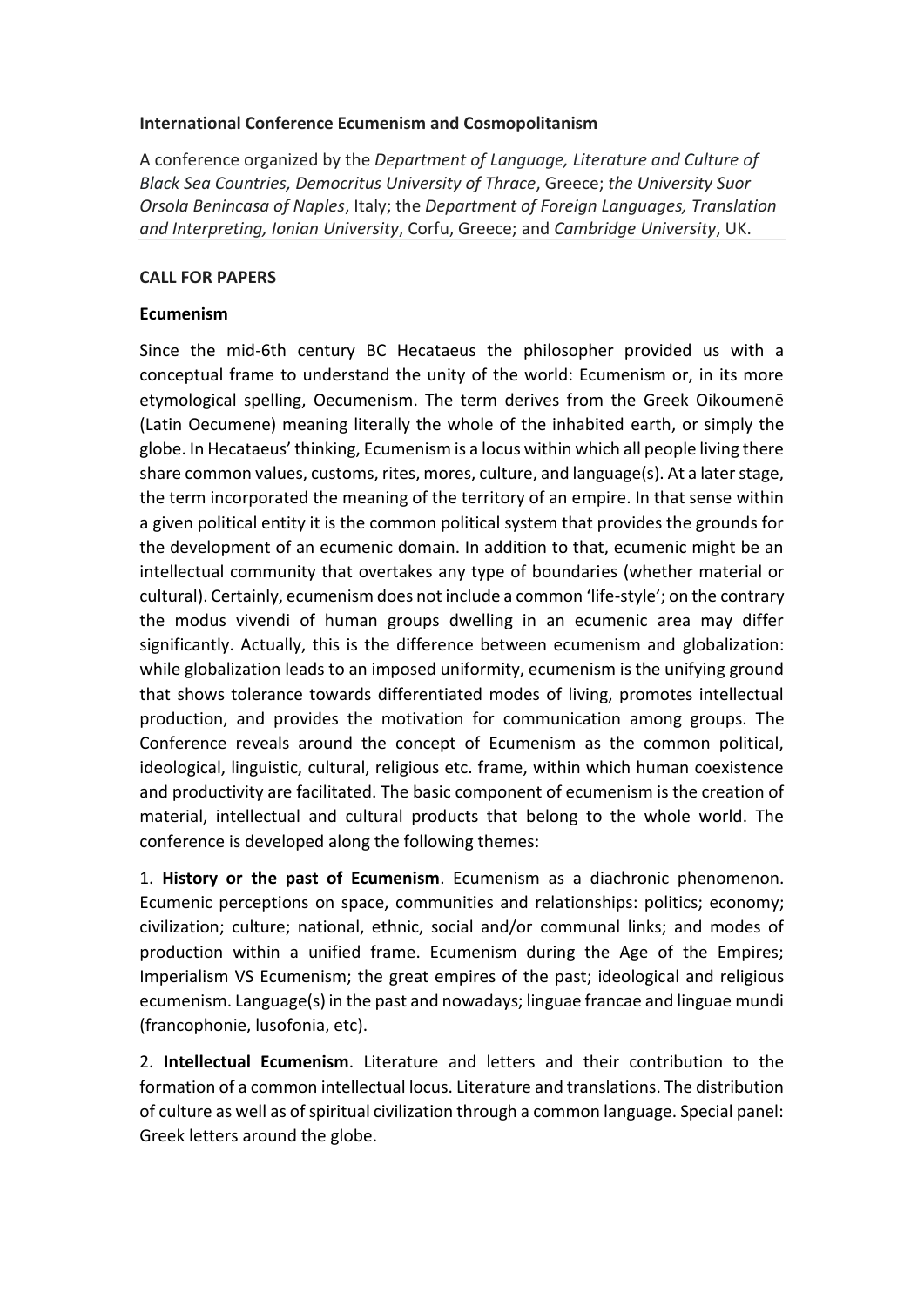**International Conference Ecumenism and Cosmopolitanism**

A conference organized by the *Department of Language, Literature and Culture of Black Sea Countries, Democritus University of Thrace*, Greece; *the University Suor Orsola Benincasa of Naples*, Italy; the *Department of Foreign Languages, Translation and Interpreting, Ionian University*, Corfu, Greece; and *Cambridge University*, UK.

**CALL FOR PAPERS**

**Ecumenism**

Since the mid-6th century BC Hecataeus the philosopher provided us with a conceptual frame to understand the unity of the world: Ecumenism or, in its more etymological spelling, Oecumenism. The term derives from the Greek Oikoumenē (Latin Oecumene) meaning literally the whole of the inhabited earth, or simply the globe. In Hecataeus' thinking, Ecumenism is a locus within which all people living there share common values, customs, rites, mores, culture, and language(s). At a later stage, the term incorporated the meaning of the territory of an empire. In that sense within a given political entity it is the common political system that provides the grounds for the development of an ecumenic domain. In addition to that, ecumenic might be an intellectual community that overtakes any type of boundaries (whether material or cultural). Certainly, ecumenism does not include a common 'life-style'; on the contrary the modus vivendi of human groups dwelling in an ecumenic area may differ significantly. Actually, this is the difference between ecumenism and globalization: while globalization leads to an imposed uniformity, ecumenism is the unifying ground that shows tolerance towards differentiated modes of living, promotes intellectual production, and provides the motivation for communication among groups. The Conference reveals around the concept of Ecumenism as the common political, ideological, linguistic, cultural, religious etc. frame, within which human coexistence and productivity are facilitated. The basic component of ecumenism is the creation of material, intellectual and cultural products that belong to the whole world. The conference is developed along the following themes:

1. **History or the past of Ecumenism**. Ecumenism as a diachronic phenomenon. Ecumenic perceptions on space, communities and relationships: politics; economy; civilization; culture; national, ethnic, social and/or communal links; and modes of production within a unified frame. Ecumenism during the Age of the Empires; Imperialism VS Ecumenism; the great empires of the past; ideological and religious ecumenism. Language(s) in the past and nowadays; linguae francae and linguae mundi (francophonie, lusofonia, etc).

2. **Intellectual Ecumenism**. Literature and letters and their contribution to the formation of a common intellectual locus. Literature and translations. The distribution of culture as well as of spiritual civilization through a common language. Special panel: Greek letters around the globe.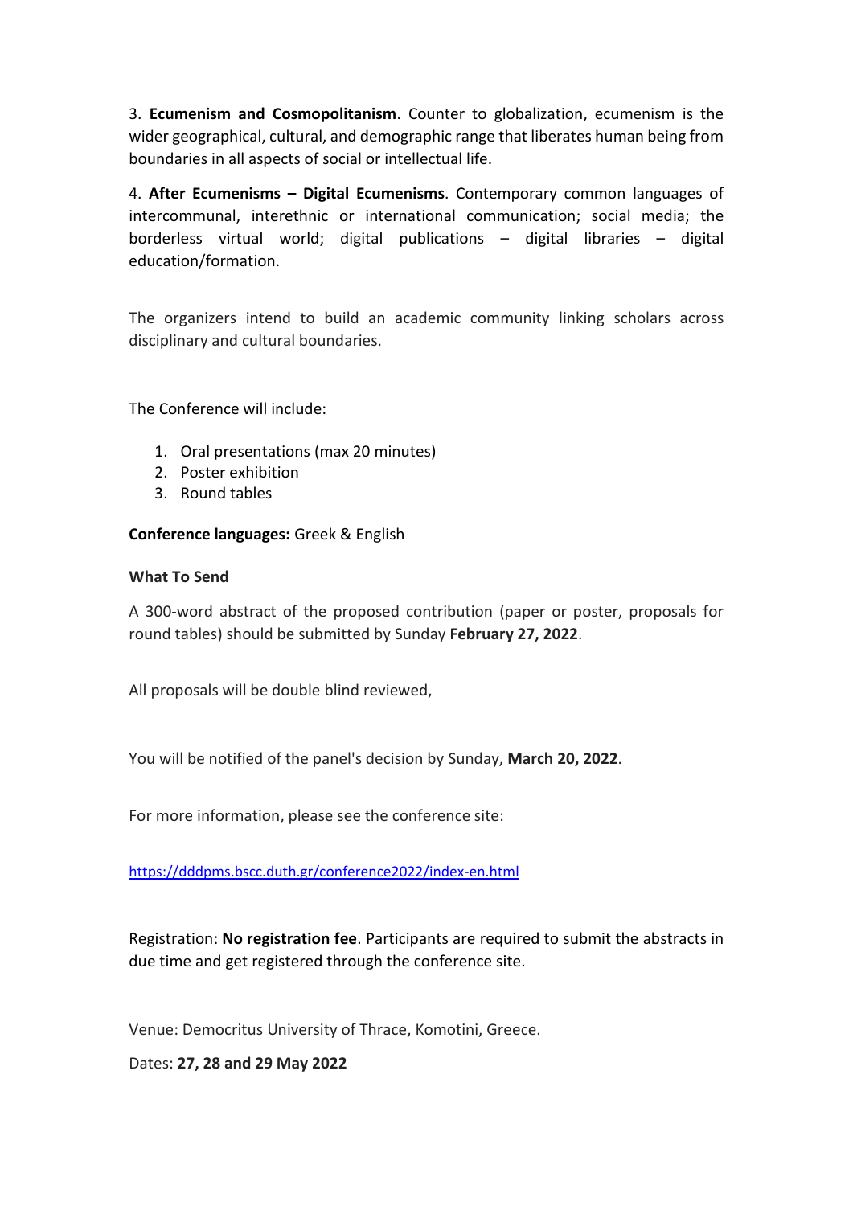3. **Ecumenism and Cosmopolitanism**. Counter to globalization, ecumenism is the wider geographical, cultural, and demographic range that liberates human being from boundaries in all aspects of social or intellectual life.

4. **After Ecumenisms – Digital Ecumenisms**. Contemporary common languages of intercommunal, interethnic or international communication; social media; the borderless virtual world; digital publications – digital libraries – digital education/formation.

The organizers intend to build an academic community linking scholars across disciplinary and cultural boundaries.

The Conference will include:

1. Oral presentations (max 20 minutes)
2. Poster exhibition
3. Round tables

**Conference languages:** Greek & English

**What To Send**

A 300-word abstract of the proposed contribution (paper or poster, proposals for round tables) should be submitted by Sunday **February 27, 2022**.

All proposals will be double blind reviewed,

You will be notified of the panel's decision by Sunday, **March 20, 2022**.

For more information, please see the conference site:

https://dddpms.bscc.duth.gr/conference2022/index-en.html

Registration: **No registration fee**. Participants are required to submit the abstracts in due time and get registered through the conference site.

Venue: Democritus University of Thrace, Komotini, Greece.

Dates: **27, 28 and 29 May 2022**